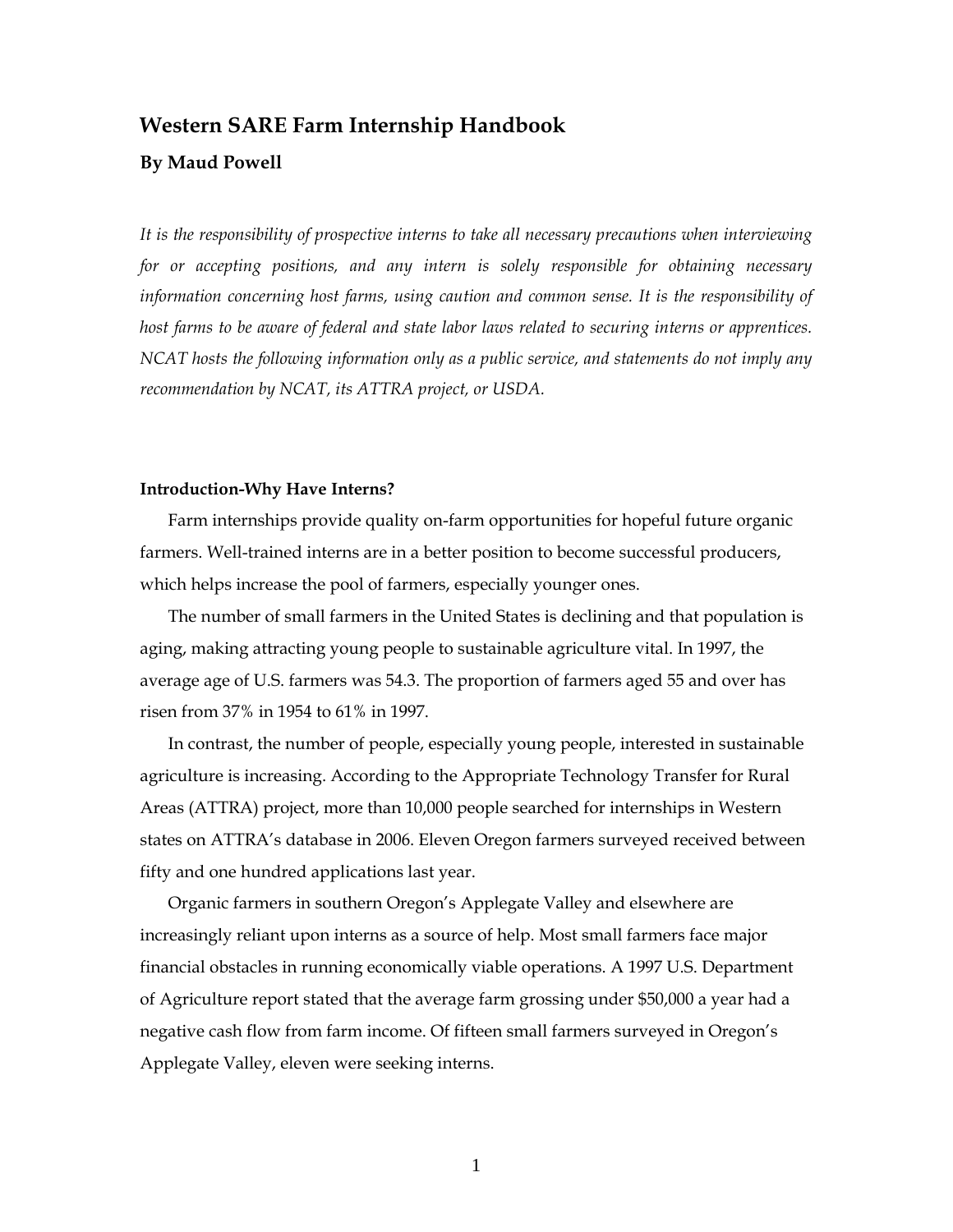# Western SARE Farm Internship Handbook

**By Maud Powell**

*It is the responsibility of prospective interns to take all necessary precautions when interviewing for or accepting positions, and any intern is solely responsible for obtaining necessary information concerning host farms, using caution and common sense. It is the responsibility of host farms to be aware of federal and state labor laws related to securing interns or apprentices. NCAT hosts the following information only as a public service, and statements do not imply any recommendation by NCAT, its ATTRA project, or USDA.*

## Introduction-Why Have Interns?

Farm internships provide quality on-farm opportunities for hopeful future organic farmers. Well-trained interns are in a better position to become successful producers, which helps increase the pool of farmers, especially younger ones.

The number of small farmers in the United States is declining and that population is aging, making attracting young people to sustainable agriculture vital. In 1997, the average age of U.S. farmers was 54.3. The proportion of farmers aged 55 and over has risen from 37% in 1954 to 61% in 1997.

In contrast, the number of people, especially young people, interested in sustainable agriculture is increasing. According to the Appropriate Technology Transfer for Rural Areas (ATTRA) project, more than 10,000 people searched for internships in Western states on ATTRA's database in 2006. Eleven Oregon farmers surveyed received between fifty and one hundred applications last year.

Organic farmers in southern Oregon's Applegate Valley and elsewhere are increasingly reliant upon interns as a source of help. Most small farmers face major financial obstacles in running economically viable operations. A 1997 U.S. Department of Agriculture report stated that the average farm grossing under $50,000 a year had a negative cash flow from farm income. Of fifteen small farmers surveyed in Oregon's Applegate Valley, eleven were seeking interns.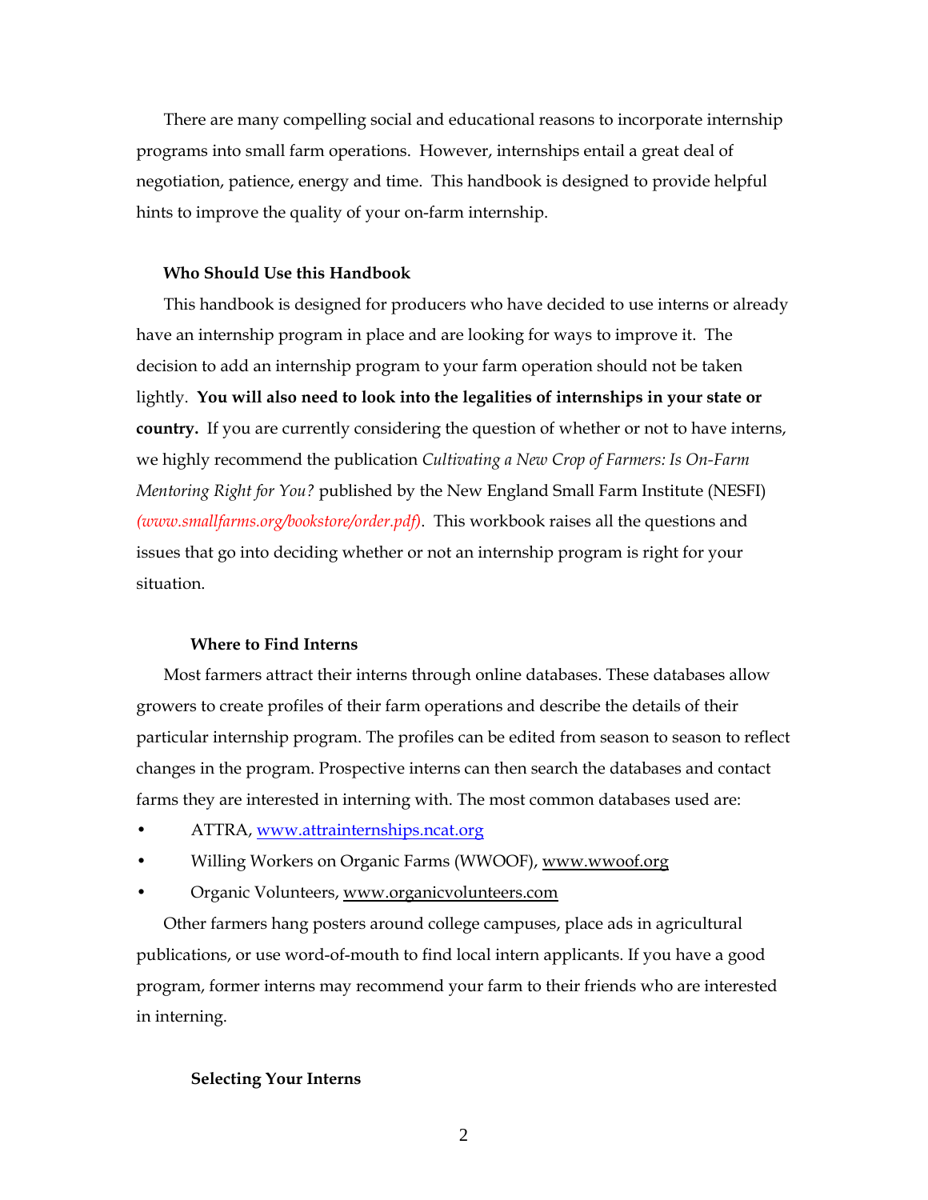There are many compelling social and educational reasons to incorporate internship programs into small farm operations. However, internships entail a great deal of negotiation, patience, energy and time. This handbook is designed to provide helpful hints to improve the quality of your on-farm internship.

### Who Should Use this Handbook

This handbook is designed for producers who have decided to use interns or already have an internship program in place and are looking for ways to improve it. The decision to add an internship program to your farm operation should not be taken lightly. **You will also need to look into the legalities of internships in your state or country.** If you are currently considering the question of whether or not to have interns, we highly recommend the publication *Cultivating a New Crop of Farmers: Is On-Farm Mentoring Right for You?* published by the New England Small Farm Institute (NESFI) *(www.smallfarms.org/bookstore/order.pdf)*. This workbook raises all the questions and issues that go into deciding whether or not an internship program is right for your situation.

### Where to Find Interns

Most farmers attract their interns through online databases. These databases allow growers to create profiles of their farm operations and describe the details of their particular internship program. The profiles can be edited from season to season to reflect changes in the program. Prospective interns can then search the databases and contact farms they are interested in interning with. The most common databases used are:

- ATTRA, www.attrainternships.ncat.org
- Willing Workers on Organic Farms (WWOOF), www.wwoof.org
- Organic Volunteers, www.organicvolunteers.com

Other farmers hang posters around college campuses, place ads in agricultural publications, or use word-of-mouth to find local intern applicants. If you have a good program, former interns may recommend your farm to their friends who are interested in interning.

### Selecting Your Interns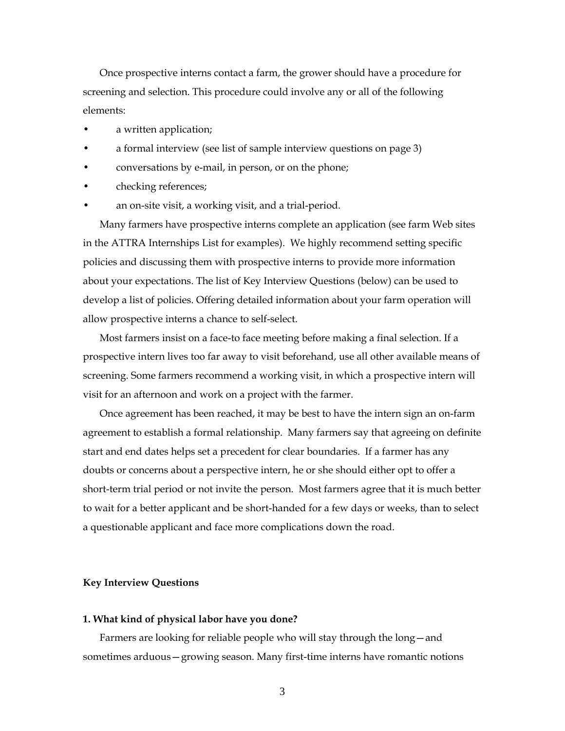Once prospective interns contact a farm, the grower should have a procedure for screening and selection. This procedure could involve any or all of the following elements:

- a written application;
- a formal interview (see list of sample interview questions on page 3)
- conversations by e-mail, in person, or on the phone;
- checking references;
- an on-site visit, a working visit, and a trial-period.

Many farmers have prospective interns complete an application (see farm Web sites in the ATTRA Internships List for examples). We highly recommend setting specific policies and discussing them with prospective interns to provide more information about your expectations. The list of Key Interview Questions (below) can be used to develop a list of policies. Offering detailed information about your farm operation will allow prospective interns a chance to self-select.

Most farmers insist on a face-to face meeting before making a final selection. If a prospective intern lives too far away to visit beforehand, use all other available means of screening. Some farmers recommend a working visit, in which a prospective intern will visit for an afternoon and work on a project with the farmer.

Once agreement has been reached, it may be best to have the intern sign an on-farm agreement to establish a formal relationship. Many farmers say that agreeing on definite start and end dates helps set a precedent for clear boundaries. If a farmer has any doubts or concerns about a perspective intern, he or she should either opt to offer a short-term trial period or not invite the person. Most farmers agree that it is much better to wait for a better applicant and be short-handed for a few days or weeks, than to select a questionable applicant and face more complications down the road.

**Key Interview Questions**

**1. What kind of physical labor have you done?**

Farmers are looking for reliable people who will stay through the long—and sometimes arduous—growing season. Many first-time interns have romantic notions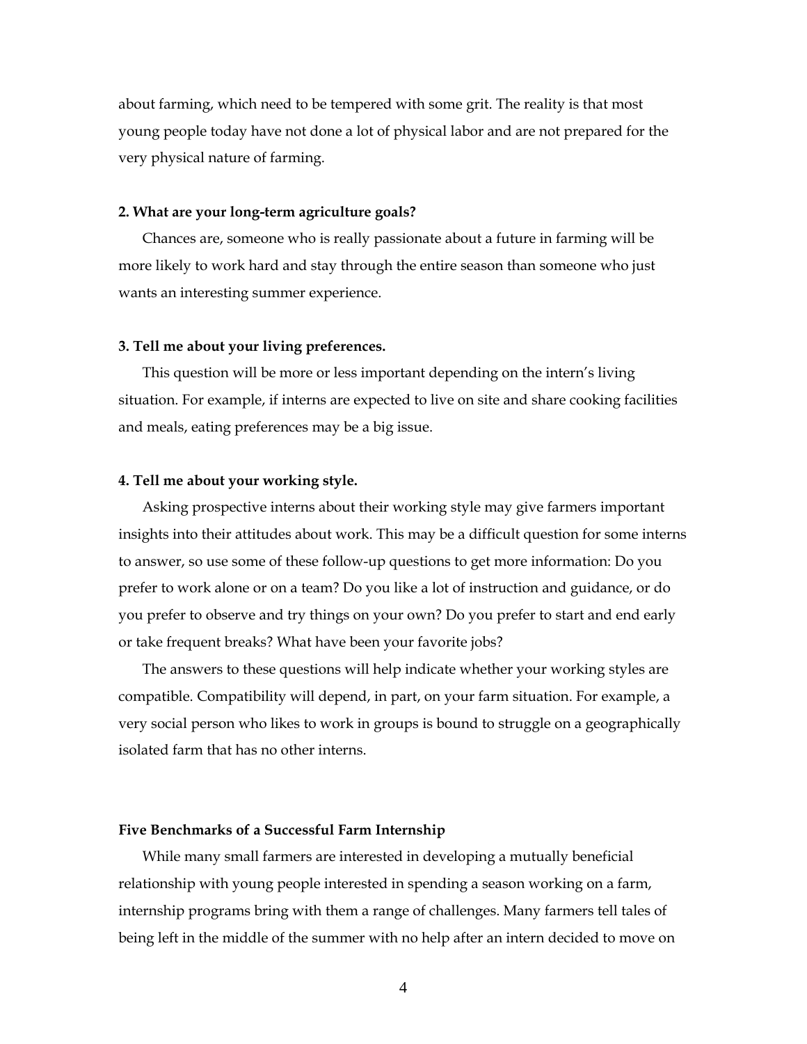about farming, which need to be tempered with some grit. The reality is that most young people today have not done a lot of physical labor and are not prepared for the very physical nature of farming.

**2. What are your long-term agriculture goals?**

Chances are, someone who is really passionate about a future in farming will be more likely to work hard and stay through the entire season than someone who just wants an interesting summer experience.

**3. Tell me about your living preferences.**

This question will be more or less important depending on the intern's living situation. For example, if interns are expected to live on site and share cooking facilities and meals, eating preferences may be a big issue.

**4. Tell me about your working style.**

Asking prospective interns about their working style may give farmers important insights into their attitudes about work. This may be a difficult question for some interns to answer, so use some of these follow-up questions to get more information: Do you prefer to work alone or on a team? Do you like a lot of instruction and guidance, or do you prefer to observe and try things on your own? Do you prefer to start and end early or take frequent breaks? What have been your favorite jobs?

The answers to these questions will help indicate whether your working styles are compatible. Compatibility will depend, in part, on your farm situation. For example, a very social person who likes to work in groups is bound to struggle on a geographically isolated farm that has no other interns.

### Five Benchmarks of a Successful Farm Internship

While many small farmers are interested in developing a mutually beneficial relationship with young people interested in spending a season working on a farm, internship programs bring with them a range of challenges. Many farmers tell tales of being left in the middle of the summer with no help after an intern decided to move on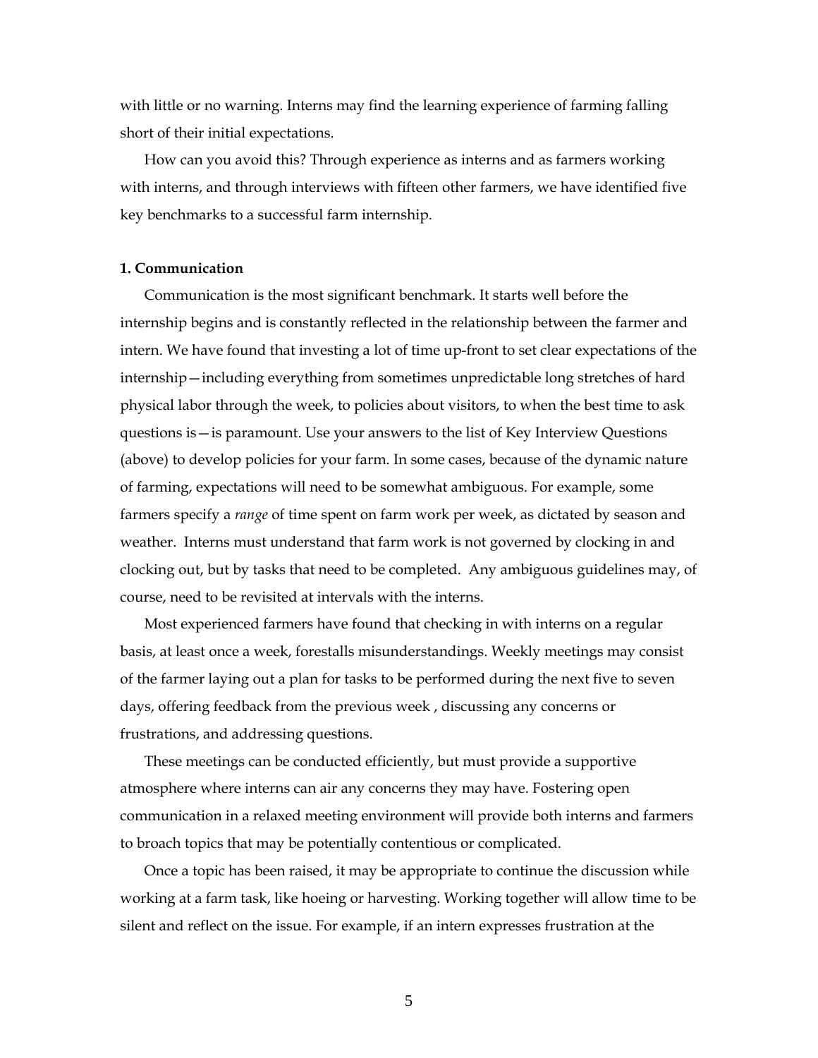with little or no warning. Interns may find the learning experience of farming falling short of their initial expectations.

How can you avoid this? Through experience as interns and as farmers working with interns, and through interviews with fifteen other farmers, we have identified five key benchmarks to a successful farm internship.

**1. Communication**

Communication is the most significant benchmark. It starts well before the internship begins and is constantly reflected in the relationship between the farmer and intern. We have found that investing a lot of time up-front to set clear expectations of the internship—including everything from sometimes unpredictable long stretches of hard physical labor through the week, to policies about visitors, to when the best time to ask questions is—is paramount. Use your answers to the list of Key Interview Questions (above) to develop policies for your farm. In some cases, because of the dynamic nature of farming, expectations will need to be somewhat ambiguous. For example, some farmers specify a *range* of time spent on farm work per week, as dictated by season and weather. Interns must understand that farm work is not governed by clocking in and clocking out, but by tasks that need to be completed. Any ambiguous guidelines may, of course, need to be revisited at intervals with the interns.

Most experienced farmers have found that checking in with interns on a regular basis, at least once a week, forestalls misunderstandings. Weekly meetings may consist of the farmer laying out a plan for tasks to be performed during the next five to seven days, offering feedback from the previous week , discussing any concerns or frustrations, and addressing questions.

These meetings can be conducted efficiently, but must provide a supportive atmosphere where interns can air any concerns they may have. Fostering open communication in a relaxed meeting environment will provide both interns and farmers to broach topics that may be potentially contentious or complicated.

Once a topic has been raised, it may be appropriate to continue the discussion while working at a farm task, like hoeing or harvesting. Working together will allow time to be silent and reflect on the issue. For example, if an intern expresses frustration at the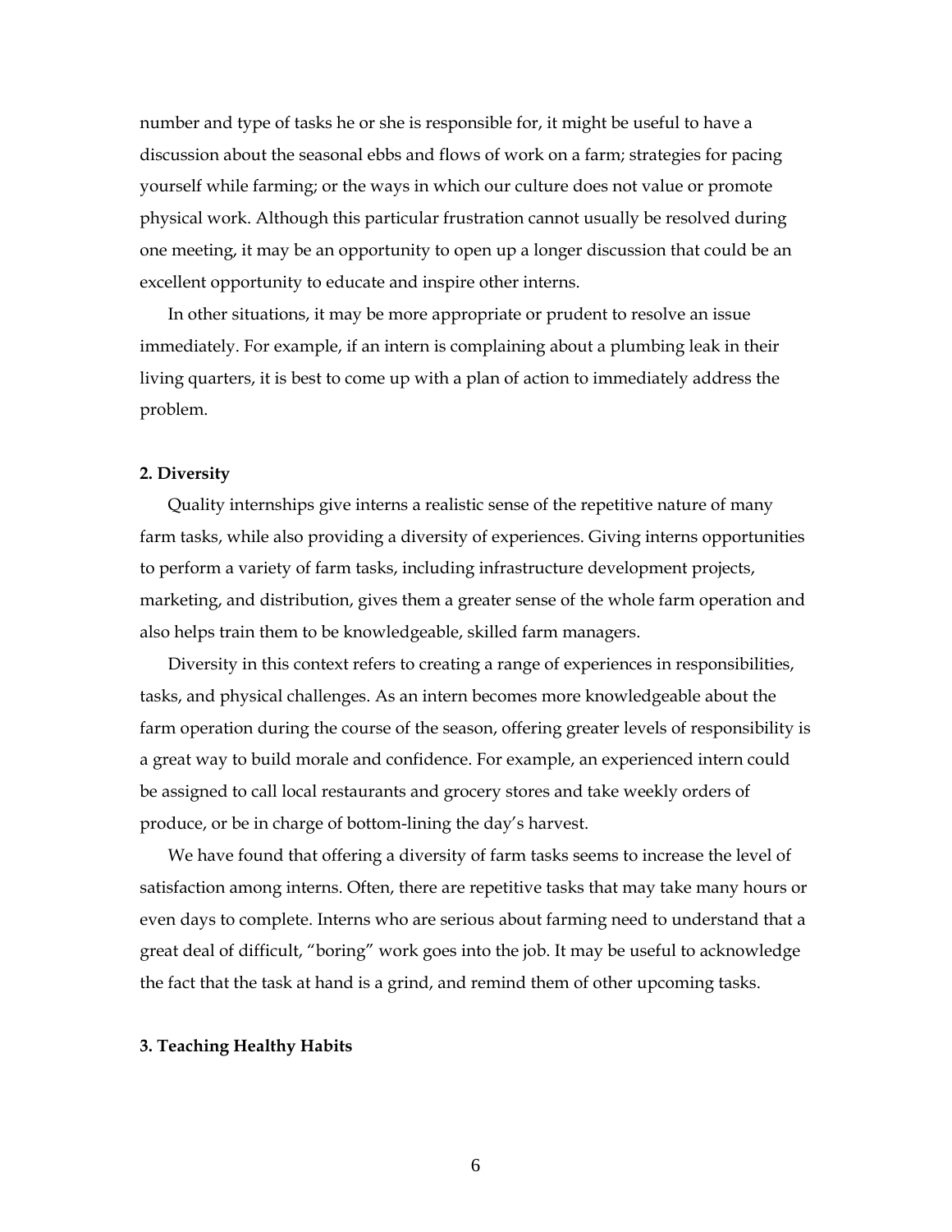number and type of tasks he or she is responsible for, it might be useful to have a discussion about the seasonal ebbs and flows of work on a farm; strategies for pacing yourself while farming; or the ways in which our culture does not value or promote physical work. Although this particular frustration cannot usually be resolved during one meeting, it may be an opportunity to open up a longer discussion that could be an excellent opportunity to educate and inspire other interns.

In other situations, it may be more appropriate or prudent to resolve an issue immediately. For example, if an intern is complaining about a plumbing leak in their living quarters, it is best to come up with a plan of action to immediately address the problem.

**2. Diversity**

Quality internships give interns a realistic sense of the repetitive nature of many farm tasks, while also providing a diversity of experiences. Giving interns opportunities to perform a variety of farm tasks, including infrastructure development projects, marketing, and distribution, gives them a greater sense of the whole farm operation and also helps train them to be knowledgeable, skilled farm managers.

Diversity in this context refers to creating a range of experiences in responsibilities, tasks, and physical challenges. As an intern becomes more knowledgeable about the farm operation during the course of the season, offering greater levels of responsibility is a great way to build morale and confidence. For example, an experienced intern could be assigned to call local restaurants and grocery stores and take weekly orders of produce, or be in charge of bottom-lining the day's harvest.

We have found that offering a diversity of farm tasks seems to increase the level of satisfaction among interns. Often, there are repetitive tasks that may take many hours or even days to complete. Interns who are serious about farming need to understand that a great deal of difficult, "boring" work goes into the job. It may be useful to acknowledge the fact that the task at hand is a grind, and remind them of other upcoming tasks.

**3. Teaching Healthy Habits**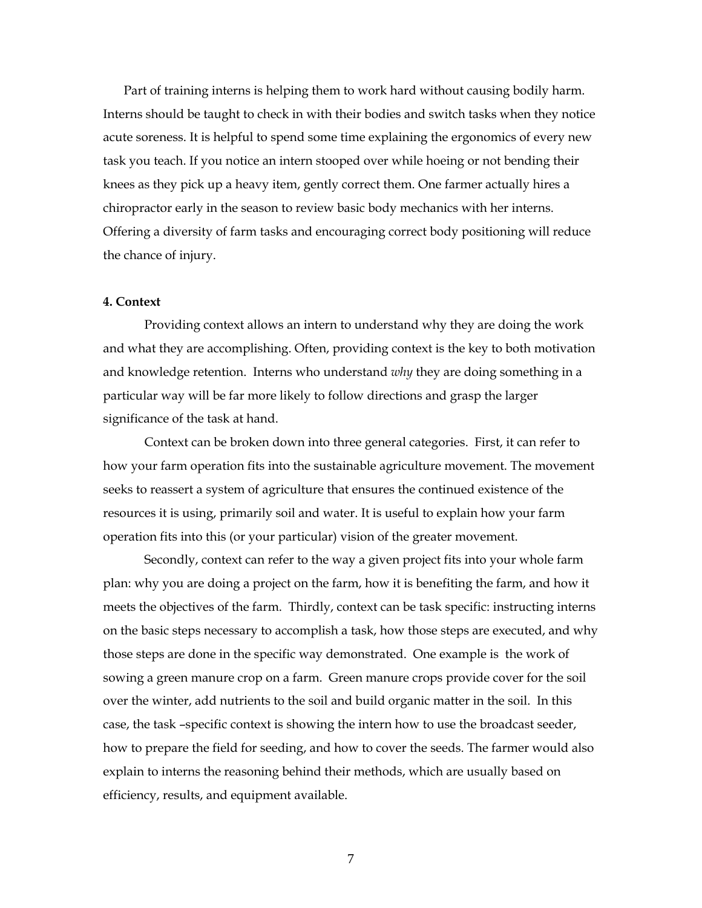Part of training interns is helping them to work hard without causing bodily harm. Interns should be taught to check in with their bodies and switch tasks when they notice acute soreness. It is helpful to spend some time explaining the ergonomics of every new task you teach. If you notice an intern stooped over while hoeing or not bending their knees as they pick up a heavy item, gently correct them. One farmer actually hires a chiropractor early in the season to review basic body mechanics with her interns. Offering a diversity of farm tasks and encouraging correct body positioning will reduce the chance of injury.

**4. Context**

Providing context allows an intern to understand why they are doing the work and what they are accomplishing. Often, providing context is the key to both motivation and knowledge retention. Interns who understand *why* they are doing something in a particular way will be far more likely to follow directions and grasp the larger significance of the task at hand.

Context can be broken down into three general categories. First, it can refer to how your farm operation fits into the sustainable agriculture movement. The movement seeks to reassert a system of agriculture that ensures the continued existence of the resources it is using, primarily soil and water. It is useful to explain how your farm operation fits into this (or your particular) vision of the greater movement.

Secondly, context can refer to the way a given project fits into your whole farm plan: why you are doing a project on the farm, how it is benefiting the farm, and how it meets the objectives of the farm. Thirdly, context can be task specific: instructing interns on the basic steps necessary to accomplish a task, how those steps are executed, and why those steps are done in the specific way demonstrated. One example is the work of sowing a green manure crop on a farm. Green manure crops provide cover for the soil over the winter, add nutrients to the soil and build organic matter in the soil. In this case, the task –specific context is showing the intern how to use the broadcast seeder, how to prepare the field for seeding, and how to cover the seeds. The farmer would also explain to interns the reasoning behind their methods, which are usually based on efficiency, results, and equipment available.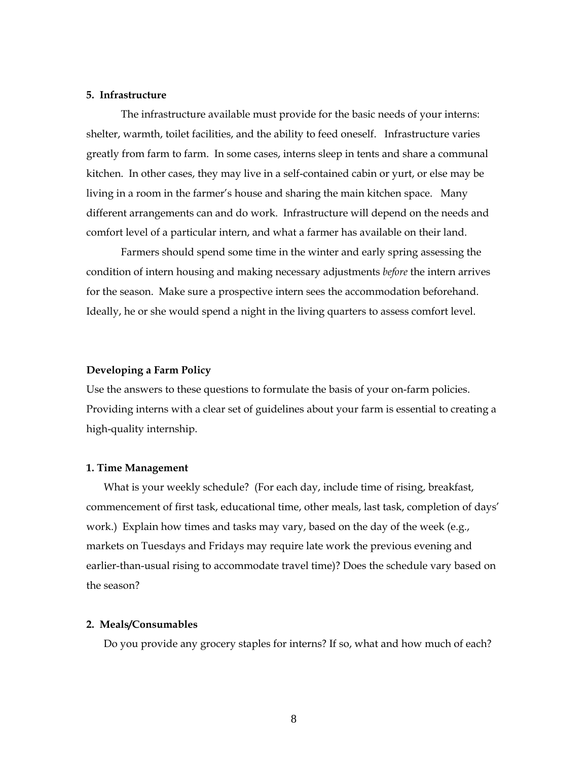**5. Infrastructure**

The infrastructure available must provide for the basic needs of your interns: shelter, warmth, toilet facilities, and the ability to feed oneself. Infrastructure varies greatly from farm to farm. In some cases, interns sleep in tents and share a communal kitchen. In other cases, they may live in a self-contained cabin or yurt, or else may be living in a room in the farmer's house and sharing the main kitchen space. Many different arrangements can and do work. Infrastructure will depend on the needs and comfort level of a particular intern, and what a farmer has available on their land.

Farmers should spend some time in the winter and early spring assessing the condition of intern housing and making necessary adjustments *before* the intern arrives for the season. Make sure a prospective intern sees the accommodation beforehand. Ideally, he or she would spend a night in the living quarters to assess comfort level.

**Developing a Farm Policy**

Use the answers to these questions to formulate the basis of your on-farm policies. Providing interns with a clear set of guidelines about your farm is essential to creating a high-quality internship.

**1. Time Management**

What is your weekly schedule? (For each day, include time of rising, breakfast, commencement of first task, educational time, other meals, last task, completion of days' work.) Explain how times and tasks may vary, based on the day of the week (e.g., markets on Tuesdays and Fridays may require late work the previous evening and earlier-than-usual rising to accommodate travel time)? Does the schedule vary based on the season?

**2. Meals/Consumables**

Do you provide any grocery staples for interns? If so, what and how much of each?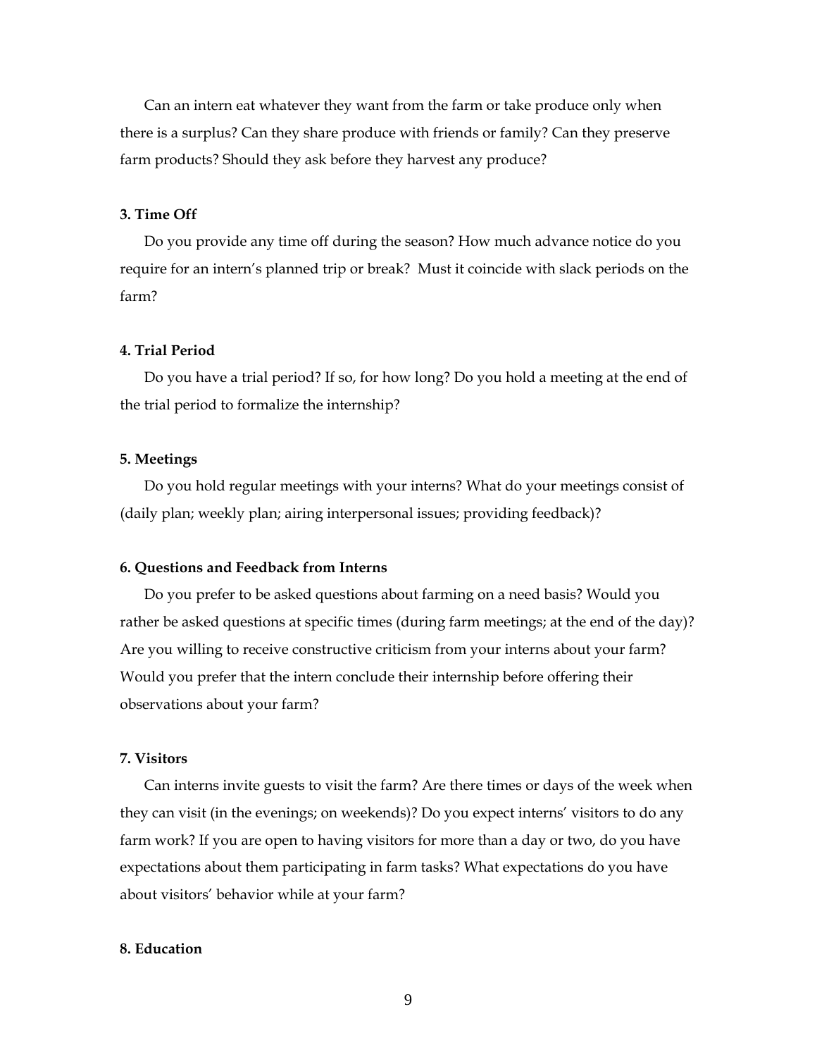Can an intern eat whatever they want from the farm or take produce only when there is a surplus? Can they share produce with friends or family? Can they preserve farm products? Should they ask before they harvest any produce?

**3. Time Off**

Do you provide any time off during the season? How much advance notice do you require for an intern's planned trip or break? Must it coincide with slack periods on the farm?

**4. Trial Period**

Do you have a trial period? If so, for how long? Do you hold a meeting at the end of the trial period to formalize the internship?

**5. Meetings**

Do you hold regular meetings with your interns? What do your meetings consist of (daily plan; weekly plan; airing interpersonal issues; providing feedback)?

**6. Questions and Feedback from Interns**

Do you prefer to be asked questions about farming on a need basis? Would you rather be asked questions at specific times (during farm meetings; at the end of the day)? Are you willing to receive constructive criticism from your interns about your farm? Would you prefer that the intern conclude their internship before offering their observations about your farm?

**7. Visitors**

Can interns invite guests to visit the farm? Are there times or days of the week when they can visit (in the evenings; on weekends)? Do you expect interns' visitors to do any farm work? If you are open to having visitors for more than a day or two, do you have expectations about them participating in farm tasks? What expectations do you have about visitors' behavior while at your farm?

**8. Education**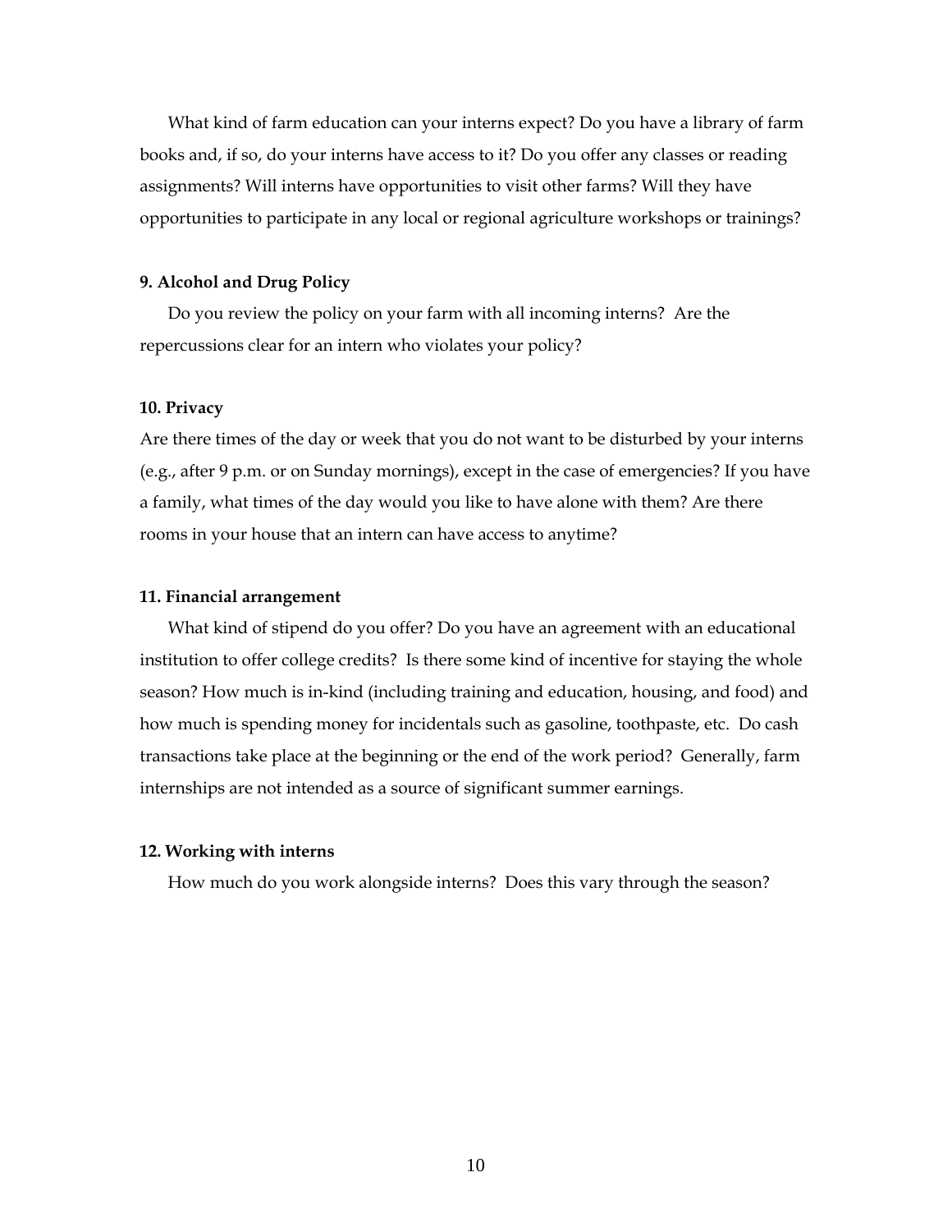What kind of farm education can your interns expect? Do you have a library of farm books and, if so, do your interns have access to it? Do you offer any classes or reading assignments? Will interns have opportunities to visit other farms? Will they have opportunities to participate in any local or regional agriculture workshops or trainings?

**9. Alcohol and Drug Policy**

Do you review the policy on your farm with all incoming interns? Are the repercussions clear for an intern who violates your policy?

**10. Privacy**

Are there times of the day or week that you do not want to be disturbed by your interns (e.g., after 9 p.m. or on Sunday mornings), except in the case of emergencies? If you have a family, what times of the day would you like to have alone with them? Are there rooms in your house that an intern can have access to anytime?

**11. Financial arrangement**

What kind of stipend do you offer? Do you have an agreement with an educational institution to offer college credits? Is there some kind of incentive for staying the whole season? How much is in-kind (including training and education, housing, and food) and how much is spending money for incidentals such as gasoline, toothpaste, etc. Do cash transactions take place at the beginning or the end of the work period? Generally, farm internships are not intended as a source of significant summer earnings.

**12. Working with interns**

How much do you work alongside interns? Does this vary through the season?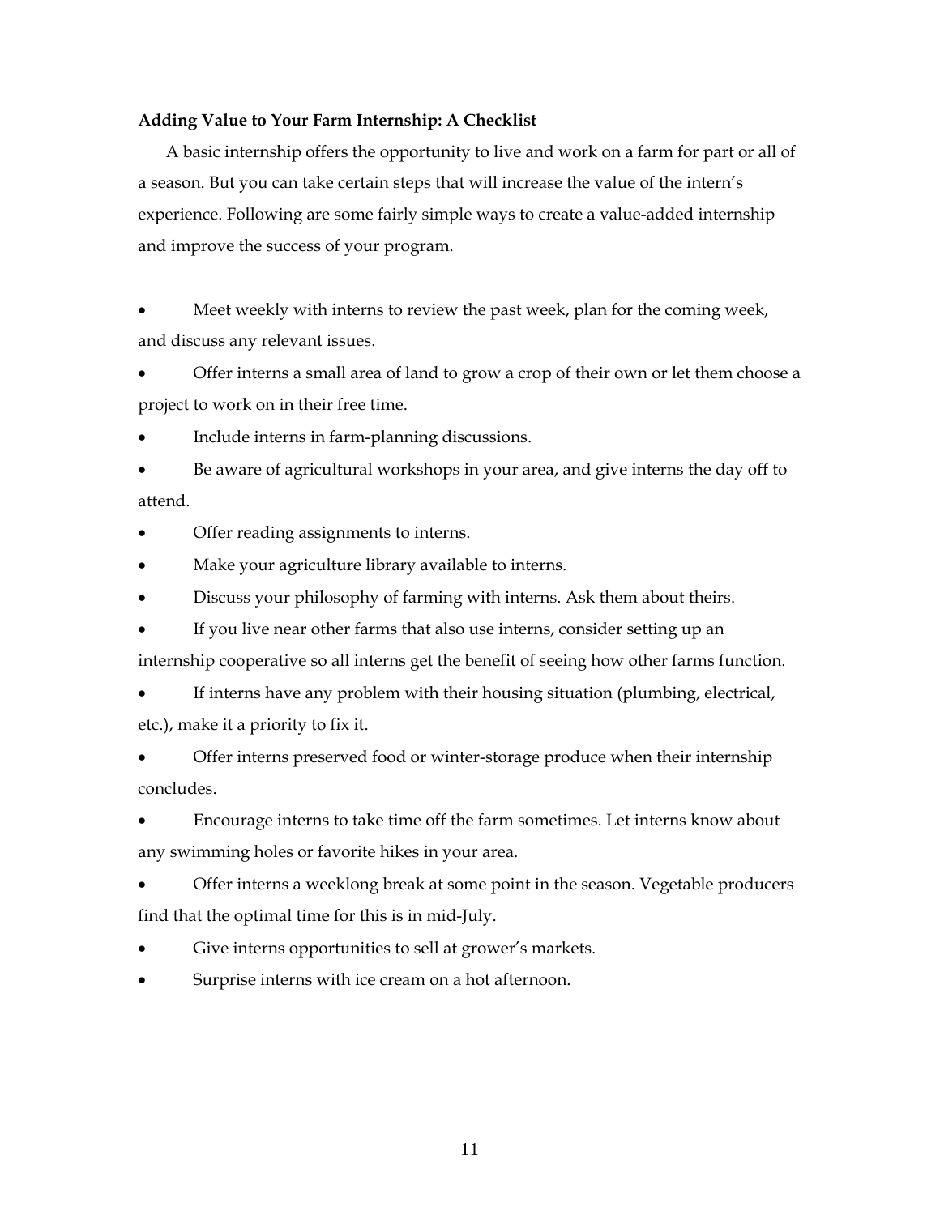**Adding Value to Your Farm Internship: A Checklist**

A basic internship offers the opportunity to live and work on a farm for part or all of a season. But you can take certain steps that will increase the value of the intern's experience. Following are some fairly simple ways to create a value-added internship and improve the success of your program.

- Meet weekly with interns to review the past week, plan for the coming week, and discuss any relevant issues.
- Offer interns a small area of land to grow a crop of their own or let them choose a project to work on in their free time.
- Include interns in farm-planning discussions.
- Be aware of agricultural workshops in your area, and give interns the day off to attend.
- Offer reading assignments to interns.
- Make your agriculture library available to interns.
- Discuss your philosophy of farming with interns. Ask them about theirs.
- If you live near other farms that also use interns, consider setting up an internship cooperative so all interns get the benefit of seeing how other farms function.
- If interns have any problem with their housing situation (plumbing, electrical, etc.), make it a priority to fix it.
- Offer interns preserved food or winter-storage produce when their internship concludes.
- Encourage interns to take time off the farm sometimes. Let interns know about any swimming holes or favorite hikes in your area.
- Offer interns a weeklong break at some point in the season. Vegetable producers find that the optimal time for this is in mid-July.
- Give interns opportunities to sell at grower's markets.
- Surprise interns with ice cream on a hot afternoon.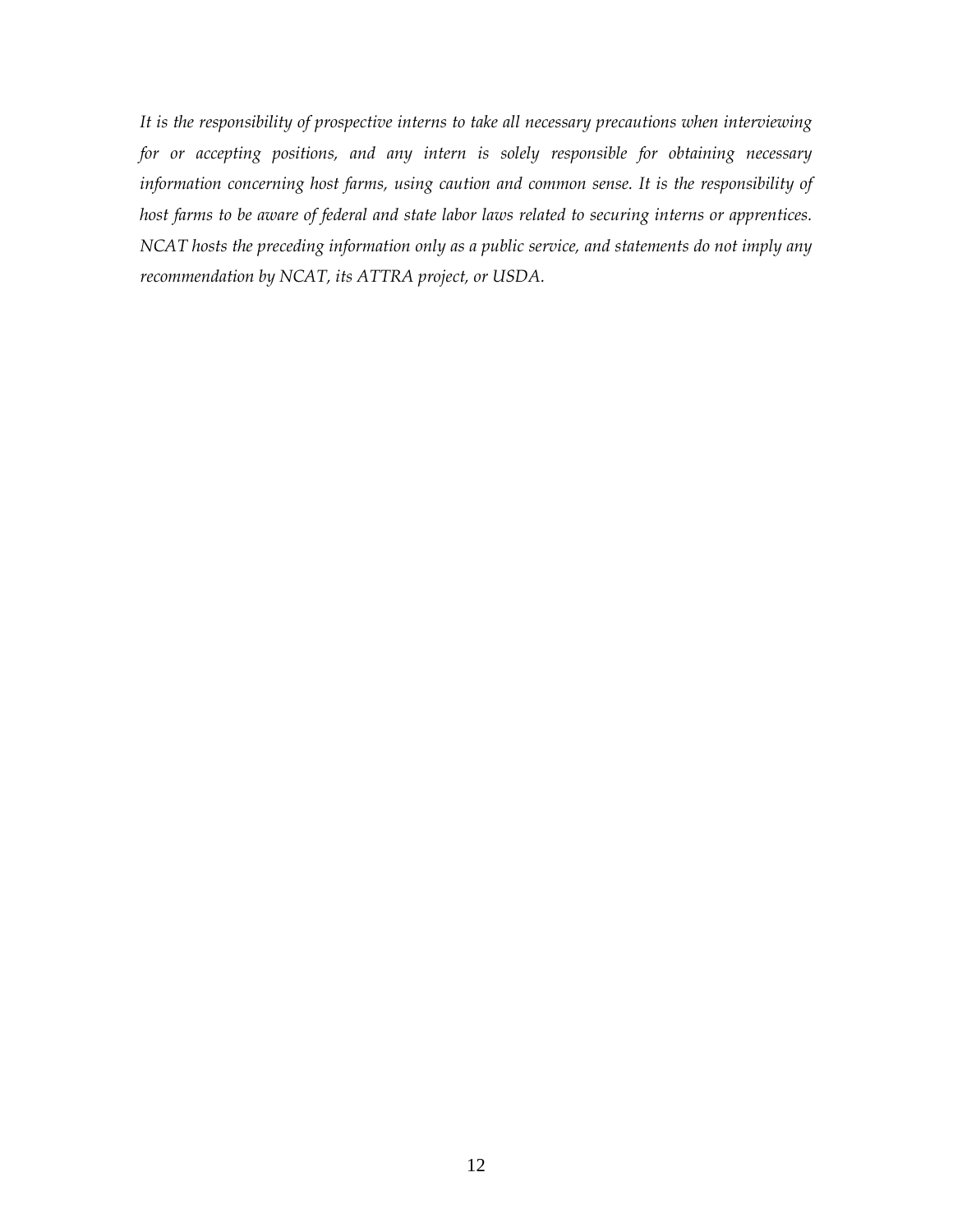*It is the responsibility of prospective interns to take all necessary precautions when interviewing for or accepting positions, and any intern is solely responsible for obtaining necessary information concerning host farms, using caution and common sense. It is the responsibility of host farms to be aware of federal and state labor laws related to securing interns or apprentices. NCAT hosts the preceding information only as a public service, and statements do not imply any recommendation by NCAT, its ATTRA project, or USDA.*